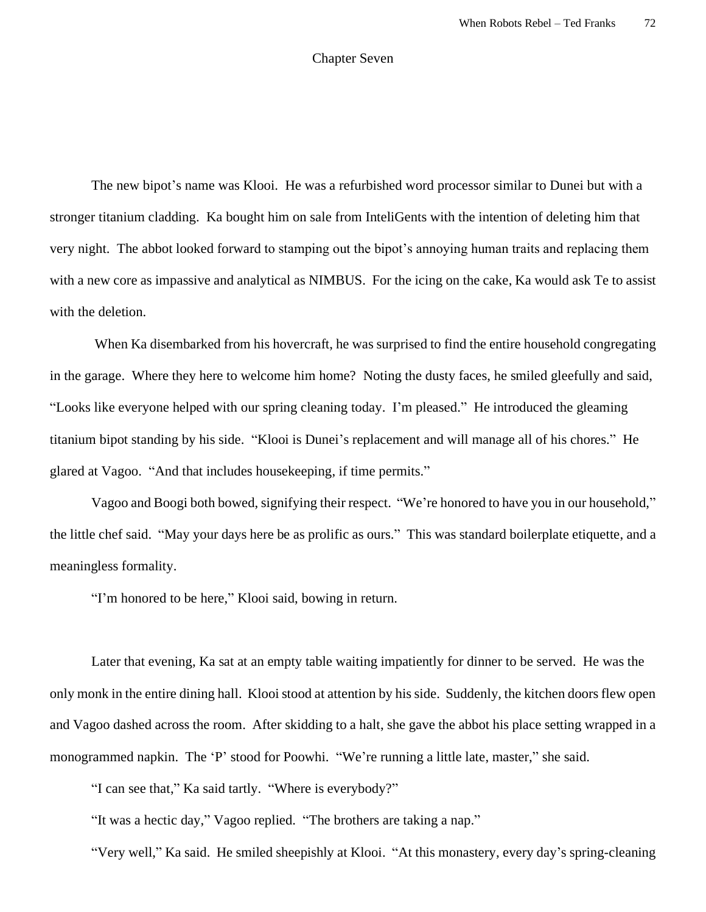## Chapter Seven

The new bipot's name was Klooi. He was a refurbished word processor similar to Dunei but with a stronger titanium cladding. Ka bought him on sale from InteliGents with the intention of deleting him that very night. The abbot looked forward to stamping out the bipot's annoying human traits and replacing them with a new core as impassive and analytical as NIMBUS. For the icing on the cake, Ka would ask Te to assist with the deletion.

When Ka disembarked from his hovercraft, he was surprised to find the entire household congregating in the garage. Where they here to welcome him home? Noting the dusty faces, he smiled gleefully and said, "Looks like everyone helped with our spring cleaning today. I'm pleased." He introduced the gleaming titanium bipot standing by his side. "Klooi is Dunei's replacement and will manage all of his chores." He glared at Vagoo. "And that includes housekeeping, if time permits."

Vagoo and Boogi both bowed, signifying their respect. "We're honored to have you in our household," the little chef said. "May your days here be as prolific as ours." This was standard boilerplate etiquette, and a meaningless formality.

"I'm honored to be here," Klooi said, bowing in return.

Later that evening, Ka sat at an empty table waiting impatiently for dinner to be served. He was the only monk in the entire dining hall. Klooi stood at attention by his side. Suddenly, the kitchen doors flew open and Vagoo dashed across the room. After skidding to a halt, she gave the abbot his place setting wrapped in a monogrammed napkin. The 'P' stood for Poowhi. "We're running a little late, master," she said.

"I can see that," Ka said tartly. "Where is everybody?"

"It was a hectic day," Vagoo replied. "The brothers are taking a nap."

"Very well," Ka said. He smiled sheepishly at Klooi. "At this monastery, every day's spring-cleaning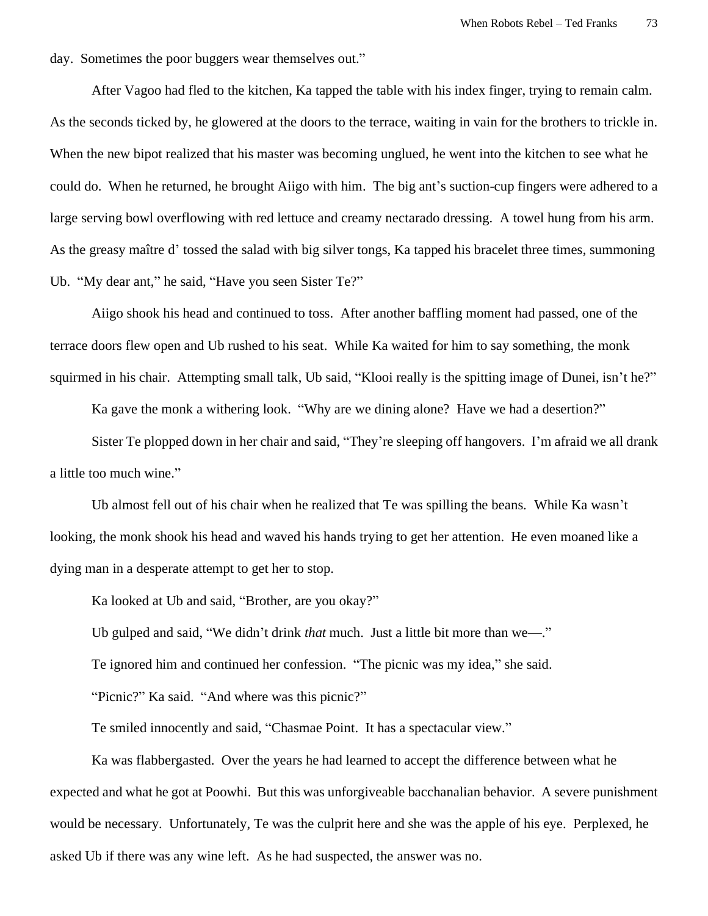day. Sometimes the poor buggers wear themselves out."

After Vagoo had fled to the kitchen, Ka tapped the table with his index finger, trying to remain calm. As the seconds ticked by, he glowered at the doors to the terrace, waiting in vain for the brothers to trickle in. When the new bipot realized that his master was becoming unglued, he went into the kitchen to see what he could do. When he returned, he brought Aiigo with him. The big ant's suction-cup fingers were adhered to a large serving bowl overflowing with red lettuce and creamy nectarado dressing. A towel hung from his arm. As the greasy maître d' tossed the salad with big silver tongs, Ka tapped his bracelet three times, summoning Ub. "My dear ant," he said, "Have you seen Sister Te?"

Aiigo shook his head and continued to toss. After another baffling moment had passed, one of the terrace doors flew open and Ub rushed to his seat. While Ka waited for him to say something, the monk squirmed in his chair. Attempting small talk, Ub said, "Klooi really is the spitting image of Dunei, isn't he?"

Ka gave the monk a withering look. "Why are we dining alone? Have we had a desertion?"

Sister Te plopped down in her chair and said, "They're sleeping off hangovers. I'm afraid we all drank a little too much wine."

Ub almost fell out of his chair when he realized that Te was spilling the beans. While Ka wasn't looking, the monk shook his head and waved his hands trying to get her attention. He even moaned like a dying man in a desperate attempt to get her to stop.

Ka looked at Ub and said, "Brother, are you okay?"

Ub gulped and said, "We didn't drink *that* much. Just a little bit more than we—."

Te ignored him and continued her confession. "The picnic was my idea," she said.

"Picnic?" Ka said. "And where was this picnic?"

Te smiled innocently and said, "Chasmae Point. It has a spectacular view."

Ka was flabbergasted. Over the years he had learned to accept the difference between what he expected and what he got at Poowhi. But this was unforgiveable bacchanalian behavior. A severe punishment would be necessary. Unfortunately, Te was the culprit here and she was the apple of his eye. Perplexed, he asked Ub if there was any wine left. As he had suspected, the answer was no.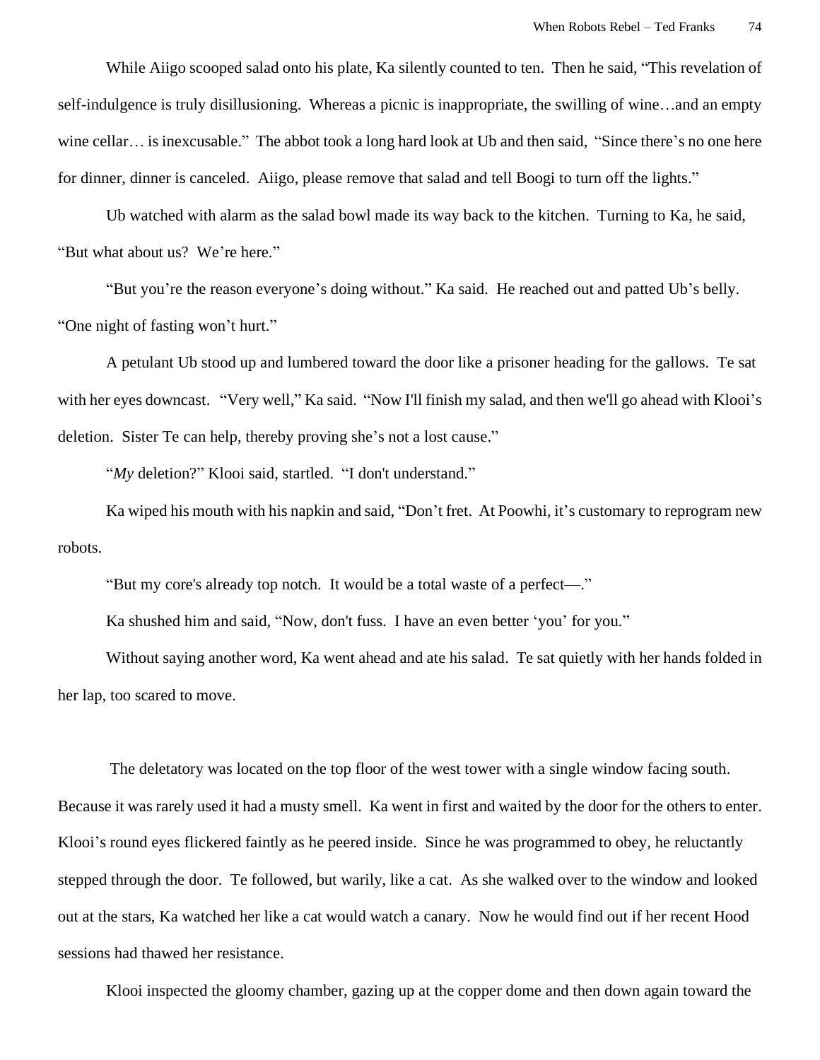While Aiigo scooped salad onto his plate, Ka silently counted to ten. Then he said, "This revelation of self-indulgence is truly disillusioning. Whereas a picnic is inappropriate, the swilling of wine…and an empty wine cellar… is inexcusable." The abbot took a long hard look at Ub and then said, "Since there's no one here for dinner, dinner is canceled. Aiigo, please remove that salad and tell Boogi to turn off the lights."

Ub watched with alarm as the salad bowl made its way back to the kitchen. Turning to Ka, he said, "But what about us? We're here."

"But you're the reason everyone's doing without." Ka said. He reached out and patted Ub's belly. "One night of fasting won't hurt."

A petulant Ub stood up and lumbered toward the door like a prisoner heading for the gallows. Te sat with her eyes downcast. "Very well," Ka said. "Now I'll finish my salad, and then we'll go ahead with Klooi's deletion. Sister Te can help, thereby proving she's not a lost cause."

"*My* deletion?" Klooi said, startled. "I don't understand."

Ka wiped his mouth with his napkin and said, "Don't fret. At Poowhi, it's customary to reprogram new robots.

"But my core's already top notch. It would be a total waste of a perfect—."

Ka shushed him and said, "Now, don't fuss. I have an even better 'you' for you."

Without saying another word, Ka went ahead and ate his salad. Te sat quietly with her hands folded in her lap, too scared to move.

The deletatory was located on the top floor of the west tower with a single window facing south. Because it was rarely used it had a musty smell. Ka went in first and waited by the door for the others to enter. Klooi's round eyes flickered faintly as he peered inside. Since he was programmed to obey, he reluctantly stepped through the door. Te followed, but warily, like a cat. As she walked over to the window and looked out at the stars, Ka watched her like a cat would watch a canary. Now he would find out if her recent Hood sessions had thawed her resistance.

Klooi inspected the gloomy chamber, gazing up at the copper dome and then down again toward the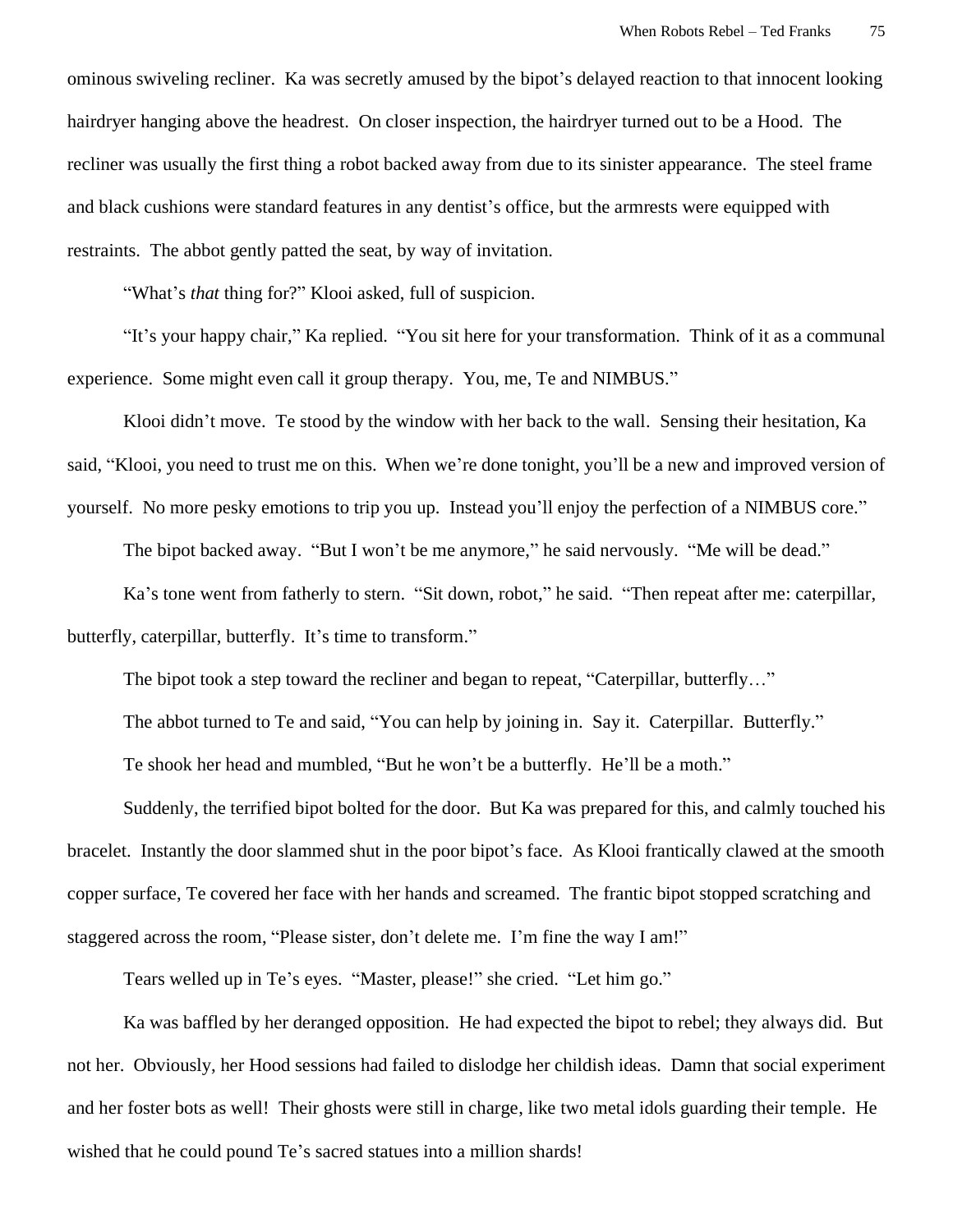ominous swiveling recliner. Ka was secretly amused by the bipot's delayed reaction to that innocent looking hairdryer hanging above the headrest. On closer inspection, the hairdryer turned out to be a Hood. The recliner was usually the first thing a robot backed away from due to its sinister appearance. The steel frame and black cushions were standard features in any dentist's office, but the armrests were equipped with restraints. The abbot gently patted the seat, by way of invitation.

"What's *that* thing for?" Klooi asked, full of suspicion.

"It's your happy chair," Ka replied. "You sit here for your transformation. Think of it as a communal experience. Some might even call it group therapy. You, me, Te and NIMBUS."

Klooi didn't move. Te stood by the window with her back to the wall. Sensing their hesitation, Ka said, "Klooi, you need to trust me on this. When we're done tonight, you'll be a new and improved version of yourself. No more pesky emotions to trip you up. Instead you'll enjoy the perfection of a NIMBUS core."

The bipot backed away. "But I won't be me anymore," he said nervously. "Me will be dead."

Ka's tone went from fatherly to stern. "Sit down, robot," he said. "Then repeat after me: caterpillar, butterfly, caterpillar, butterfly. It's time to transform."

The bipot took a step toward the recliner and began to repeat, "Caterpillar, butterfly…"

The abbot turned to Te and said, "You can help by joining in. Say it. Caterpillar. Butterfly."

Te shook her head and mumbled, "But he won't be a butterfly. He'll be a moth."

Suddenly, the terrified bipot bolted for the door. But Ka was prepared for this, and calmly touched his bracelet. Instantly the door slammed shut in the poor bipot's face. As Klooi frantically clawed at the smooth copper surface, Te covered her face with her hands and screamed. The frantic bipot stopped scratching and staggered across the room, "Please sister, don't delete me. I'm fine the way I am!"

Tears welled up in Te's eyes. "Master, please!" she cried. "Let him go."

Ka was baffled by her deranged opposition. He had expected the bipot to rebel; they always did. But not her. Obviously, her Hood sessions had failed to dislodge her childish ideas. Damn that social experiment and her foster bots as well! Their ghosts were still in charge, like two metal idols guarding their temple. He wished that he could pound Te's sacred statues into a million shards!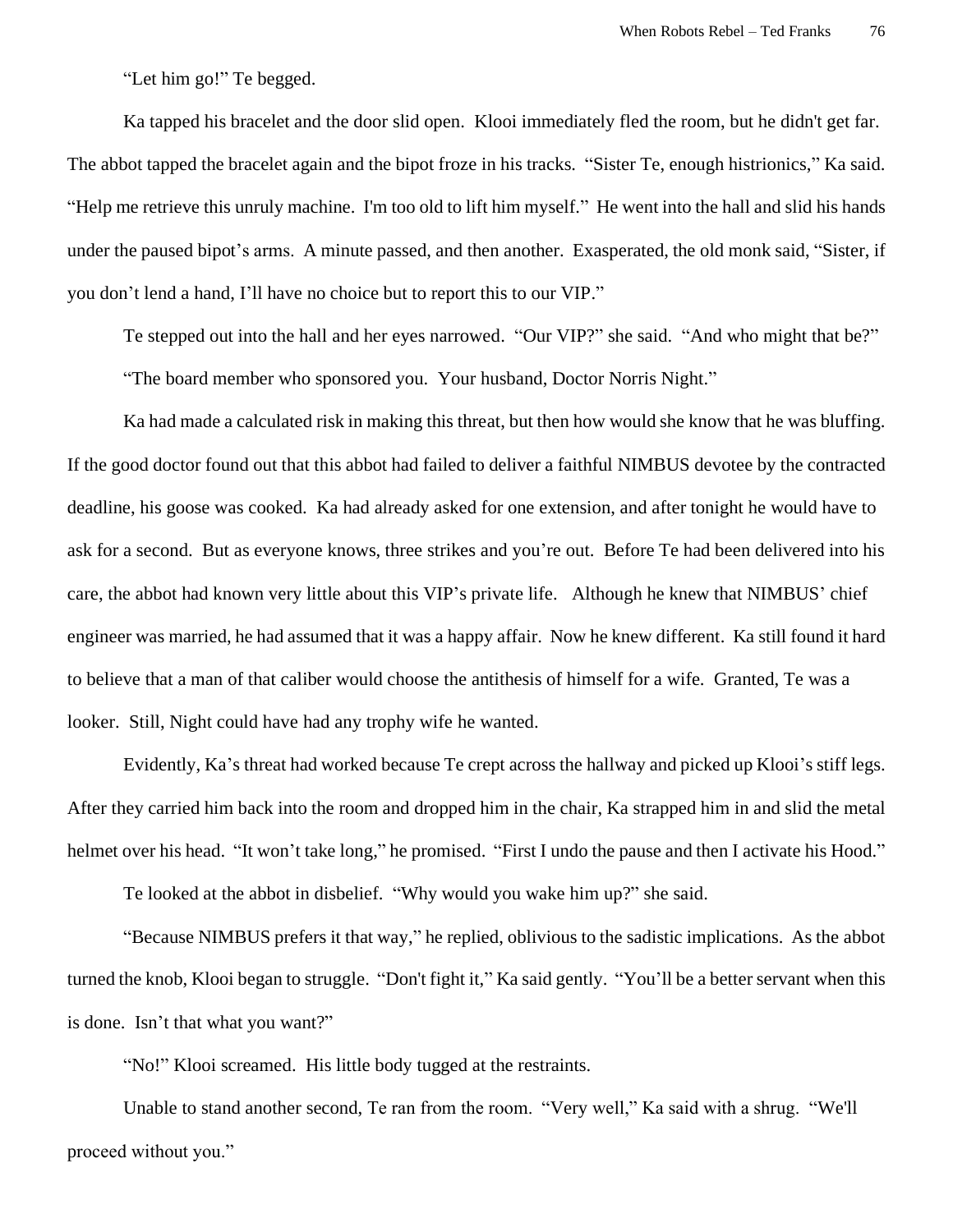"Let him go!" Te begged.

Ka tapped his bracelet and the door slid open. Klooi immediately fled the room, but he didn't get far. The abbot tapped the bracelet again and the bipot froze in his tracks. "Sister Te, enough histrionics," Ka said. "Help me retrieve this unruly machine. I'm too old to lift him myself." He went into the hall and slid his hands under the paused bipot's arms. A minute passed, and then another. Exasperated, the old monk said, "Sister, if you don't lend a hand, I'll have no choice but to report this to our VIP."

Te stepped out into the hall and her eyes narrowed. "Our VIP?" she said. "And who might that be?"

"The board member who sponsored you. Your husband, Doctor Norris Night."

Ka had made a calculated risk in making this threat, but then how would she know that he was bluffing. If the good doctor found out that this abbot had failed to deliver a faithful NIMBUS devotee by the contracted deadline, his goose was cooked. Ka had already asked for one extension, and after tonight he would have to ask for a second. But as everyone knows, three strikes and you're out. Before Te had been delivered into his care, the abbot had known very little about this VIP's private life. Although he knew that NIMBUS' chief engineer was married, he had assumed that it was a happy affair. Now he knew different. Ka still found it hard to believe that a man of that caliber would choose the antithesis of himself for a wife. Granted, Te was a looker. Still, Night could have had any trophy wife he wanted.

Evidently, Ka's threat had worked because Te crept across the hallway and picked up Klooi's stiff legs. After they carried him back into the room and dropped him in the chair, Ka strapped him in and slid the metal helmet over his head. "It won't take long," he promised. "First I undo the pause and then I activate his Hood."

Te looked at the abbot in disbelief. "Why would you wake him up?" she said.

"Because NIMBUS prefers it that way," he replied, oblivious to the sadistic implications. As the abbot turned the knob, Klooi began to struggle. "Don't fight it," Ka said gently. "You'll be a better servant when this is done. Isn't that what you want?"

"No!" Klooi screamed. His little body tugged at the restraints.

Unable to stand another second, Te ran from the room. "Very well," Ka said with a shrug. "We'll proceed without you."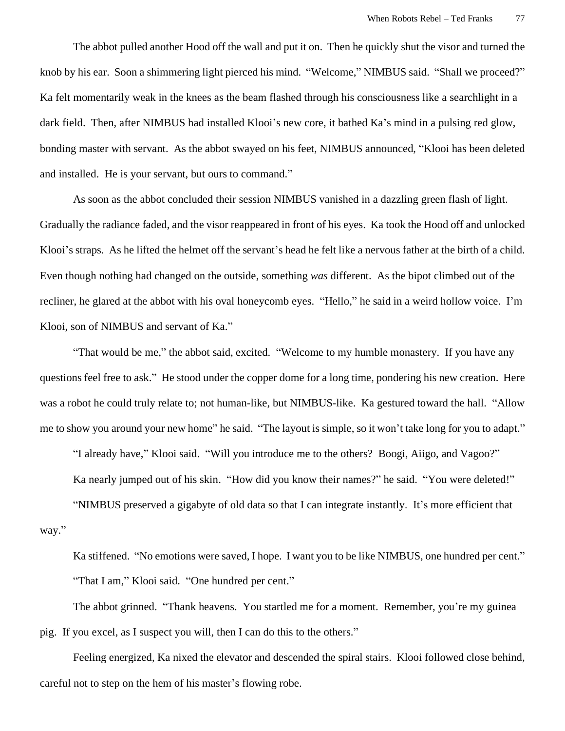The abbot pulled another Hood off the wall and put it on. Then he quickly shut the visor and turned the knob by his ear. Soon a shimmering light pierced his mind. "Welcome," NIMBUS said. "Shall we proceed?" Ka felt momentarily weak in the knees as the beam flashed through his consciousness like a searchlight in a dark field. Then, after NIMBUS had installed Klooi's new core, it bathed Ka's mind in a pulsing red glow, bonding master with servant. As the abbot swayed on his feet, NIMBUS announced, "Klooi has been deleted and installed. He is your servant, but ours to command."

As soon as the abbot concluded their session NIMBUS vanished in a dazzling green flash of light. Gradually the radiance faded, and the visor reappeared in front of his eyes. Ka took the Hood off and unlocked Klooi's straps. As he lifted the helmet off the servant's head he felt like a nervous father at the birth of a child. Even though nothing had changed on the outside, something *was* different. As the bipot climbed out of the recliner, he glared at the abbot with his oval honeycomb eyes. "Hello," he said in a weird hollow voice. I'm Klooi, son of NIMBUS and servant of Ka."

"That would be me," the abbot said, excited. "Welcome to my humble monastery. If you have any questions feel free to ask." He stood under the copper dome for a long time, pondering his new creation. Here was a robot he could truly relate to; not human-like, but NIMBUS-like. Ka gestured toward the hall. "Allow me to show you around your new home" he said. "The layout is simple, so it won't take long for you to adapt."

"I already have," Klooi said. "Will you introduce me to the others? Boogi, Aiigo, and Vagoo?"

Ka nearly jumped out of his skin. "How did you know their names?" he said. "You were deleted!"

"NIMBUS preserved a gigabyte of old data so that I can integrate instantly. It's more efficient that way."

Ka stiffened. "No emotions were saved, I hope. I want you to be like NIMBUS, one hundred per cent."

"That I am," Klooi said. "One hundred per cent."

The abbot grinned. "Thank heavens. You startled me for a moment. Remember, you're my guinea pig. If you excel, as I suspect you will, then I can do this to the others."

Feeling energized, Ka nixed the elevator and descended the spiral stairs. Klooi followed close behind, careful not to step on the hem of his master's flowing robe.